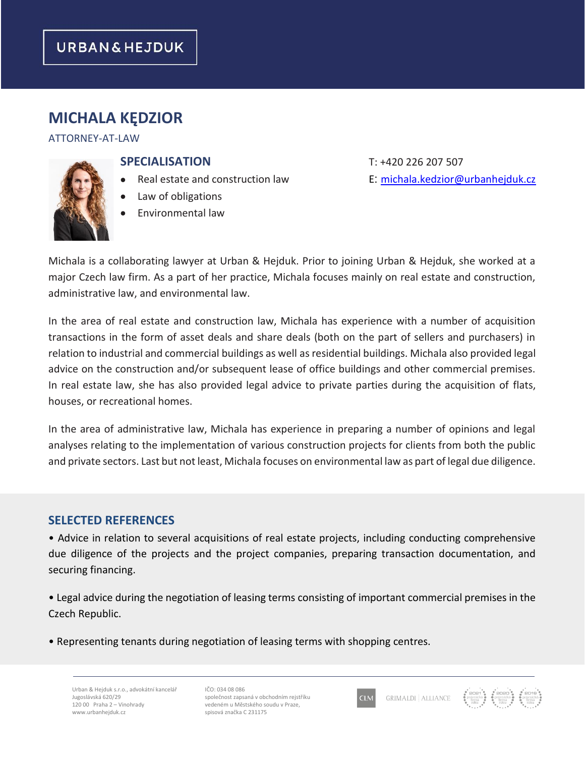URBAN & HEJDUK

# MICHALA KĘDZIOR

ATTORNEY-AT-LAW

## SPECIALISATION

- Real estate and construction law
- Law of obligations
- Environmental law

T: +420 226 207 507

E: michala.kedzior@urbanhejduk.cz

Michala is a collaborating lawyer at Urban & Hejduk. Prior to joining Urban & Hejduk, she worked at a major Czech law firm. As a part of her practice, Michala focuses mainly on real estate and construction, administrative law, and environmental law.

In the area of real estate and construction law, Michala has experience with a number of acquisition transactions in the form of asset deals and share deals (both on the part of sellers and purchasers) in relation to industrial and commercial buildings as well as residential buildings. Michala also provided legal advice on the construction and/or subsequent lease of office buildings and other commercial premises. In real estate law, she has also provided legal advice to private parties during the acquisition of flats, houses, or recreational homes.

In the area of administrative law, Michala has experience in preparing a number of opinions and legal analyses relating to the implementation of various construction projects for clients from both the public and private sectors. Last but not least, Michala focuses on environmental law as part of legal due diligence.

## SELECTED REFERENCES

• Advice in relation to several acquisitions of real estate projects, including conducting comprehensive due diligence of the projects and the project companies, preparing transaction documentation, and securing financing.

• Legal advice during the negotiation of leasing terms consisting of important commercial premises in the Czech Republic.

• Representing tenants during negotiation of leasing terms with shopping centres.

Urban & Hejduk s.r.o., advokátní kancelář
Jugoslávská 620/29
120 00 Praha 2 – Vinohrady
www.urbanhejduk.cz

IČO: 034 08 086
společnost zapsaná v obchodním rejstříku vedeném u Městského soudu v Praze, spisová značka C 231175

CLM GRIMALDI | ALLIANCE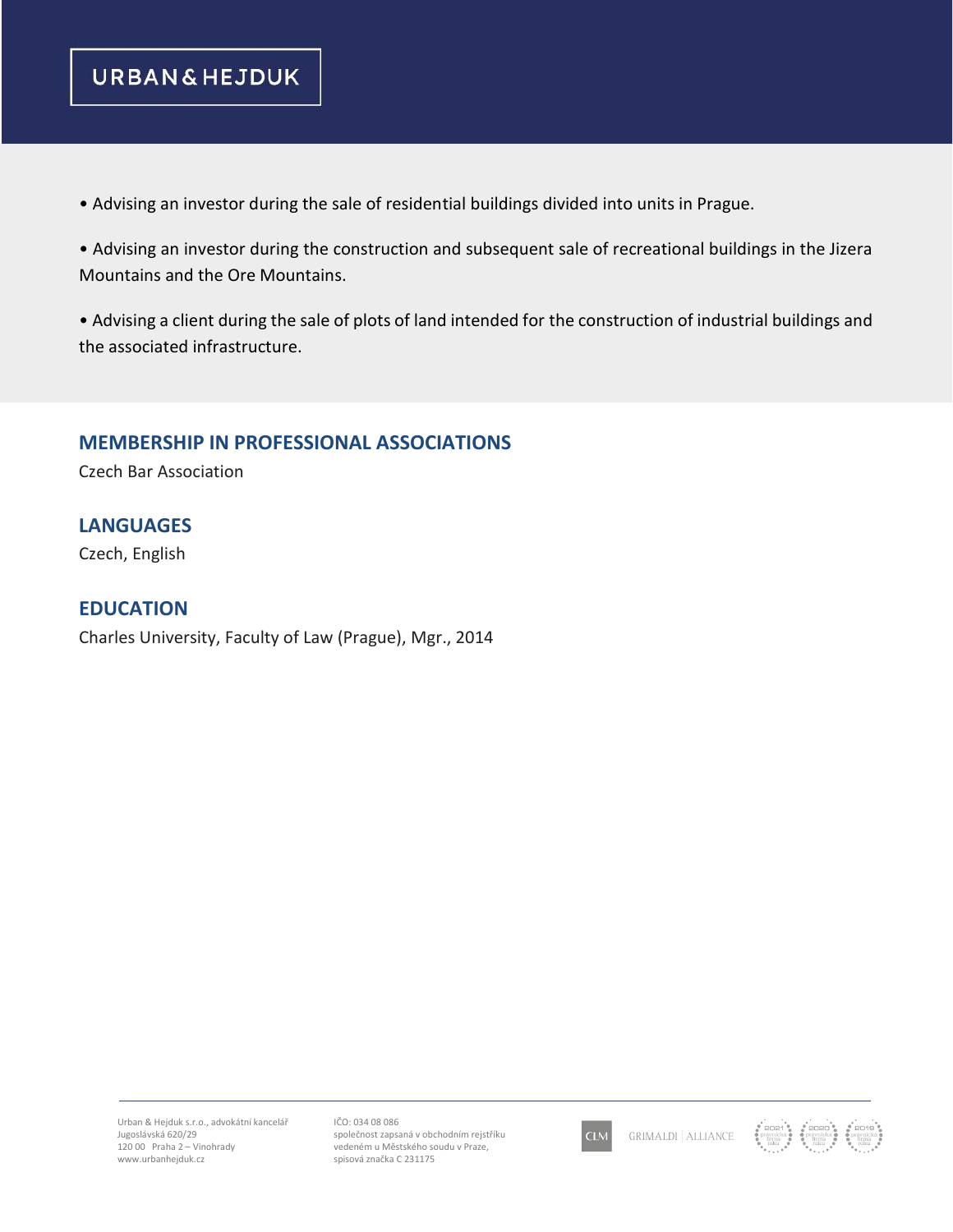- Advising an investor during the sale of residential buildings divided into units in Prague.
- Advising an investor during the construction and subsequent sale of recreational buildings in the Jizera Mountains and the Ore Mountains.
- Advising a client during the sale of plots of land intended for the construction of industrial buildings and the associated infrastructure.

## MEMBERSHIP IN PROFESSIONAL ASSOCIATIONS

Czech Bar Association

## LANGUAGES

Czech, English

## EDUCATION

Charles University, Faculty of Law (Prague), Mgr., 2014